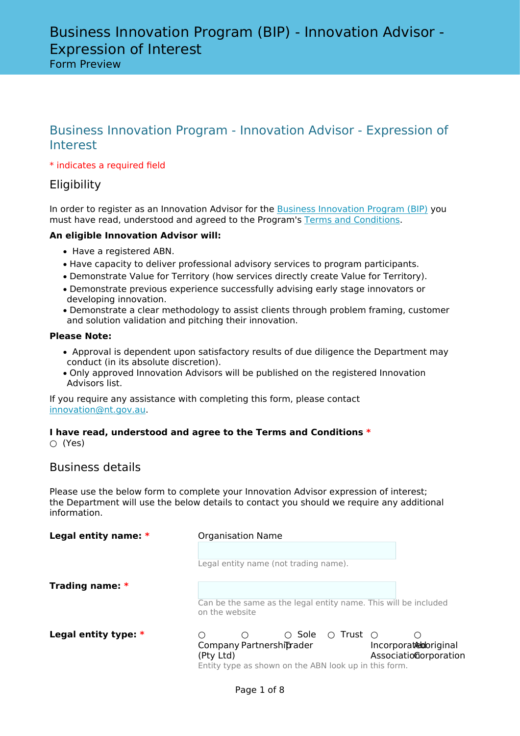# Business Innovation Program (BIP) - Innovation Advisor - Expression of Interest

Form Preview

## Business Innovation Program - Innovation Advisor - Expression of Interest

* indicates a required field

### Eligibility

In order to register as an Innovation Advisor for the Business Innovation Program (BIP) you must have read, understood and agreed to the Program's Terms and Conditions.

**An eligible Innovation Advisor will:**

- Have a registered ABN.
- Have capacity to deliver professional advisory services to program participants.
- Demonstrate Value for Territory (how services directly create Value for Territory).
- Demonstrate previous experience successfully advising early stage innovators or developing innovation.
- Demonstrate a clear methodology to assist clients through problem framing, customer and solution validation and pitching their innovation.

**Please Note:**

- Approval is dependent upon satisfactory results of due diligence the Department may conduct (in its absolute discretion).
- Only approved Innovation Advisors will be published on the registered Innovation Advisors list.

If you require any assistance with completing this form, please contact innovation@nt.gov.au.

**I have read, understood and agree to the Terms and Conditions** *

○ (Yes)

### Business details

Please use the below form to complete your Innovation Advisor expression of interest; the Department will use the below details to contact you should we require any additional information.

**Legal entity name:** *

Organisation Name

Legal entity name (not trading name).

**Trading name:** *

Can be the same as the legal entity name. This will be included on the website

**Legal entity type:** *

○ Company (Pty Ltd) ○ Partnership ○ Sole Trader ○ Trust ○ Incorporated Association ○ Aboriginal Corporation

Entity type as shown on the ABN look up in this form.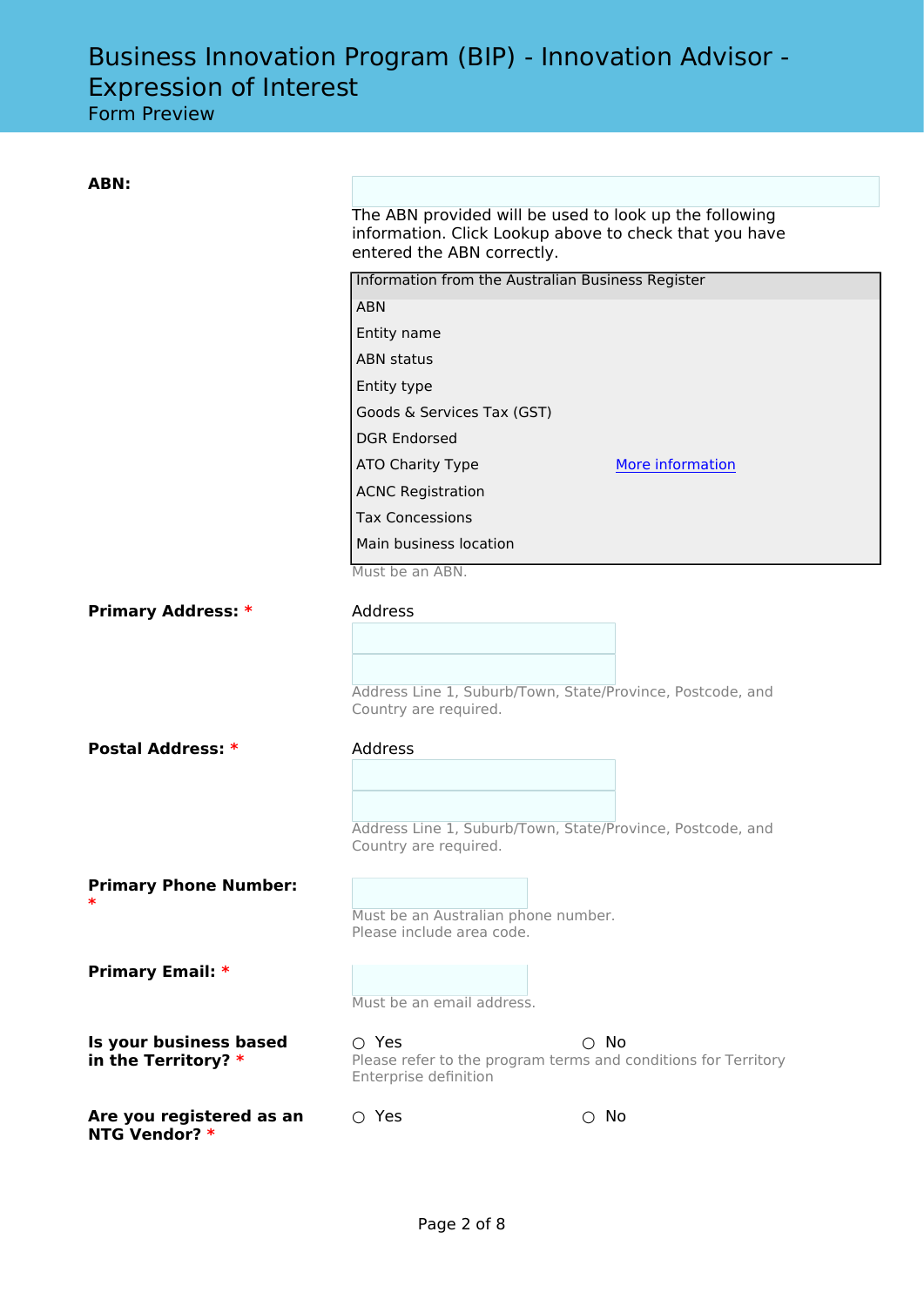# Business Innovation Program (BIP) - Innovation Advisor - Expression of Interest

Form Preview

**ABN:**

The ABN provided will be used to look up the following information. Click Lookup above to check that you have entered the ABN correctly.

| Information from the Australian Business Register | |
|---|---|
| ABN | |
| Entity name | |
| ABN status | |
| Entity type | |
| Goods & Services Tax (GST) | |
| DGR Endorsed | |
| ATO Charity Type | More information |
| ACNC Registration | |
| Tax Concessions | |
| Main business location | |

Must be an ABN.

**Primary Address:** *

Address

Address Line 1, Suburb/Town, State/Province, Postcode, and Country are required.

**Postal Address:** *

Address

Address Line 1, Suburb/Town, State/Province, Postcode, and Country are required.

**Primary Phone Number:** *

Must be an Australian phone number.
Please include area code.

**Primary Email:** *

Must be an email address.

**Is your business based in the Territory?** *

○ Yes ○ No

Please refer to the program terms and conditions for Territory Enterprise definition

**Are you registered as an NTG Vendor?** *

○ Yes ○ No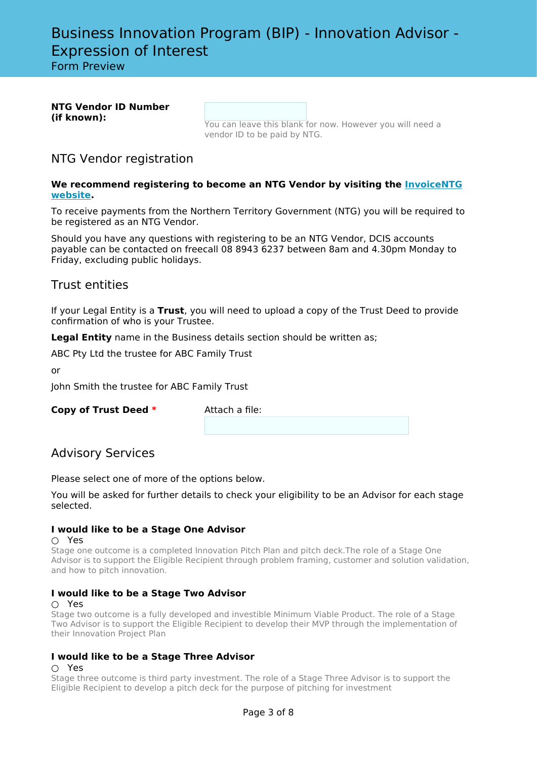# Business Innovation Program (BIP) - Innovation Advisor - Expression of Interest

Form Preview

**NTG Vendor ID Number (if known):**

You can leave this blank for now. However you will need a vendor ID to be paid by NTG.

## NTG Vendor registration

**We recommend registering to become an NTG Vendor by visiting the [InvoiceNTG website](#).**

To receive payments from the Northern Territory Government (NTG) you will be required to be registered as an NTG Vendor.

Should you have any questions with registering to be an NTG Vendor, DCIS accounts payable can be contacted on freecall 08 8943 6237 between 8am and 4.30pm Monday to Friday, excluding public holidays.

## Trust entities

If your Legal Entity is a **Trust**, you will need to upload a copy of the Trust Deed to provide confirmation of who is your Trustee.

**Legal Entity** name in the Business details section should be written as;

ABC Pty Ltd the trustee for ABC Family Trust

or

John Smith the trustee for ABC Family Trust

**Copy of Trust Deed** * Attach a file:

## Advisory Services

Please select one of more of the options below.

You will be asked for further details to check your eligibility to be an Advisor for each stage selected.

**I would like to be a Stage One Advisor**

○ Yes

Stage one outcome is a completed Innovation Pitch Plan and pitch deck.The role of a Stage One Advisor is to support the Eligible Recipient through problem framing, customer and solution validation, and how to pitch innovation.

**I would like to be a Stage Two Advisor**

○ Yes

Stage two outcome is a fully developed and investible Minimum Viable Product. The role of a Stage Two Advisor is to support the Eligible Recipient to develop their MVP through the implementation of their Innovation Project Plan

**I would like to be a Stage Three Advisor**

○ Yes

Stage three outcome is third party investment. The role of a Stage Three Advisor is to support the Eligible Recipient to develop a pitch deck for the purpose of pitching for investment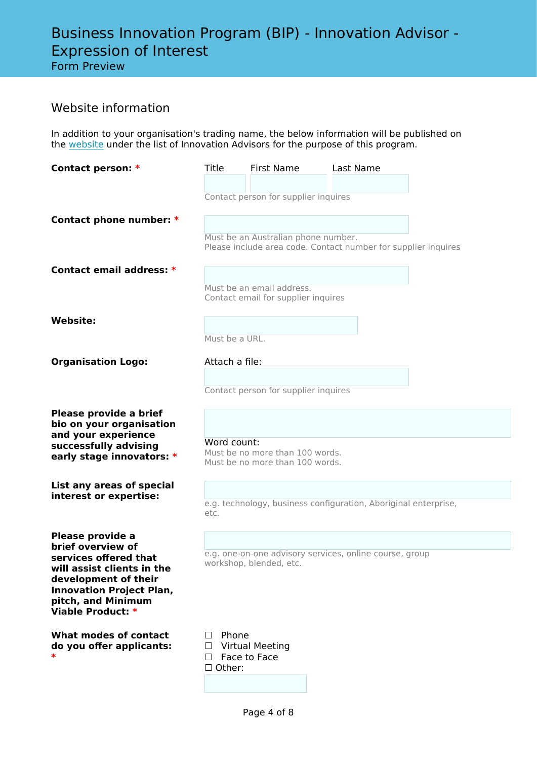# Business Innovation Program (BIP) - Innovation Advisor - Expression of Interest

Form Preview

## Website information

In addition to your organisation's trading name, the below information will be published on the website under the list of Innovation Advisors for the purpose of this program.

**Contact person:** *

Title | First Name | Last Name

Contact person for supplier inquires

**Contact phone number:** *

Must be an Australian phone number.
Please include area code. Contact number for supplier inquires

**Contact email address:** *

Must be an email address.
Contact email for supplier inquires

**Website:**

Must be a URL.

**Organisation Logo:**

Attach a file:

Contact person for supplier inquires

**Please provide a brief bio on your organisation and your experience successfully advising early stage innovators:** *

Word count:
Must be no more than 100 words.
Must be no more than 100 words.

**List any areas of special interest or expertise:**

e.g. technology, business configuration, Aboriginal enterprise, etc.

**Please provide a brief overview of services offered that will assist clients in the development of their Innovation Project Plan, pitch, and Minimum Viable Product:** *

e.g. one-on-one advisory services, online course, group workshop, blended, etc.

**What modes of contact do you offer applicants:** *

☐ Phone
☐ Virtual Meeting
☐ Face to Face
☐ Other: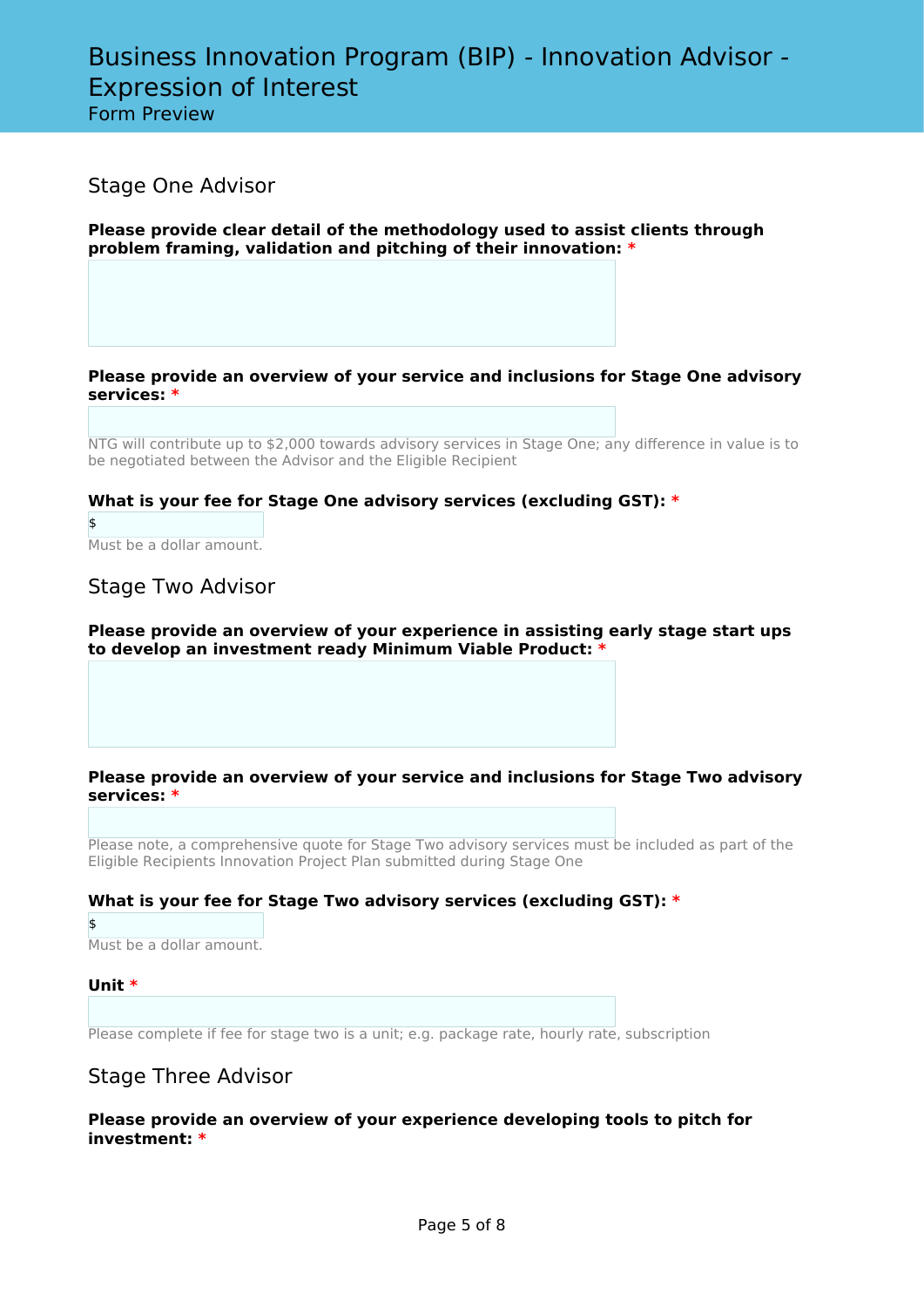# Business Innovation Program (BIP) - Innovation Advisor - Expression of Interest

Form Preview

## Stage One Advisor

**Please provide clear detail of the methodology used to assist clients through problem framing, validation and pitching of their innovation: ***

**Please provide an overview of your service and inclusions for Stage One advisory services: ***

NTG will contribute up to $2,000 towards advisory services in Stage One; any difference in value is to be negotiated between the Advisor and the Eligible Recipient

**What is your fee for Stage One advisory services (excluding GST): ***

$

Must be a dollar amount.

## Stage Two Advisor

**Please provide an overview of your experience in assisting early stage start ups to develop an investment ready Minimum Viable Product: ***

**Please provide an overview of your service and inclusions for Stage Two advisory services: ***

Please note, a comprehensive quote for Stage Two advisory services must be included as part of the Eligible Recipients Innovation Project Plan submitted during Stage One

**What is your fee for Stage Two advisory services (excluding GST): ***

$

Must be a dollar amount.

**Unit ***

Please complete if fee for stage two is a unit; e.g. package rate, hourly rate, subscription

## Stage Three Advisor

**Please provide an overview of your experience developing tools to pitch for investment: ***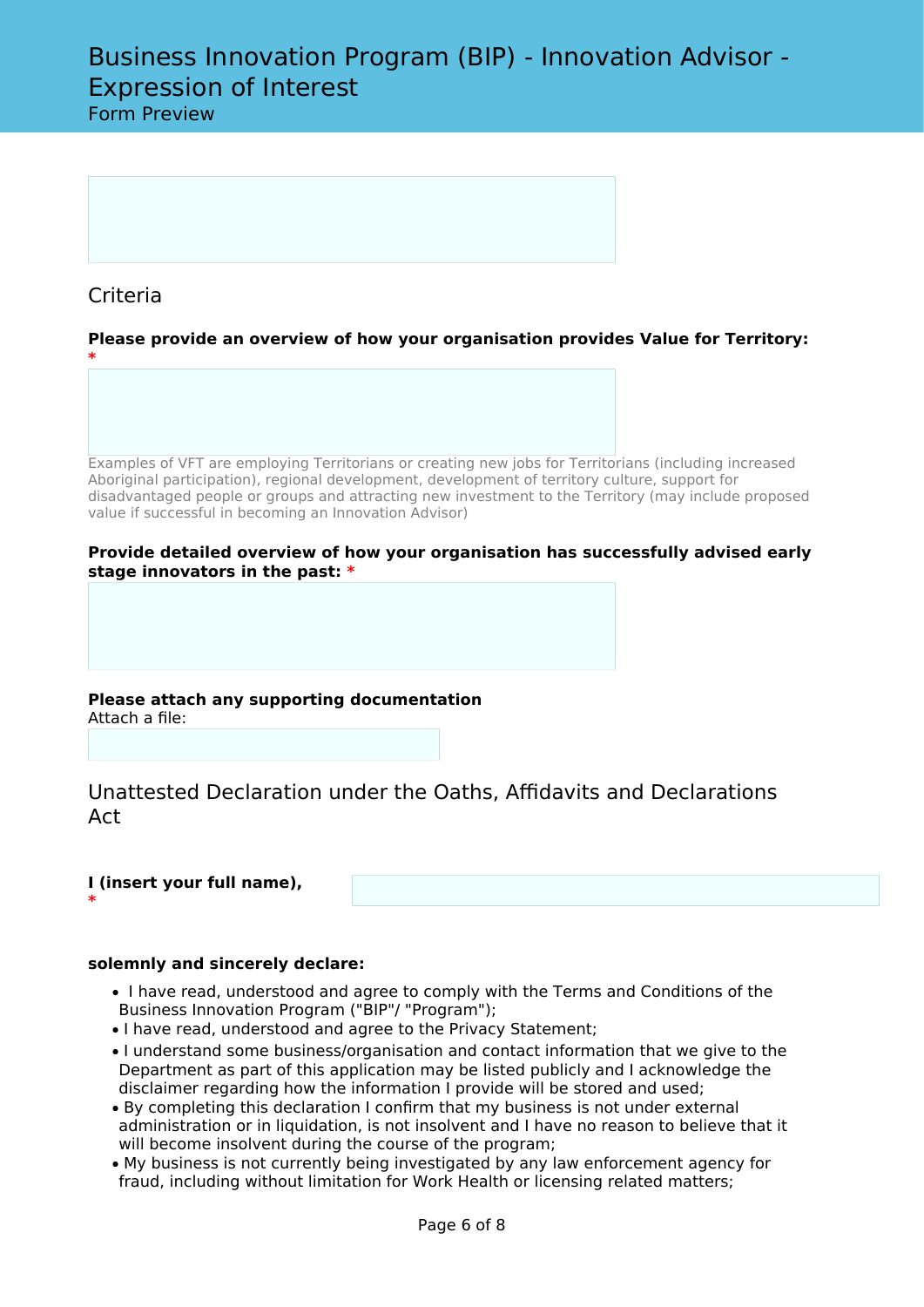# Business Innovation Program (BIP) - Innovation Advisor - Expression of Interest

Form Preview

## Criteria

**Please provide an overview of how your organisation provides Value for Territory:** *

Examples of VFT are employing Territorians or creating new jobs for Territorians (including increased Aboriginal participation), regional development, development of territory culture, support for disadvantaged people or groups and attracting new investment to the Territory (may include proposed value if successful in becoming an Innovation Advisor)

**Provide detailed overview of how your organisation has successfully advised early stage innovators in the past:** *

**Please attach any supporting documentation**

Attach a file:

## Unattested Declaration under the Oaths, Affidavits and Declarations Act

**I (insert your full name),** *

**solemnly and sincerely declare:**

- I have read, understood and agree to comply with the Terms and Conditions of the Business Innovation Program ("BIP"/ "Program");
- I have read, understood and agree to the Privacy Statement;
- I understand some business/organisation and contact information that we give to the Department as part of this application may be listed publicly and I acknowledge the disclaimer regarding how the information I provide will be stored and used;
- By completing this declaration I confirm that my business is not under external administration or in liquidation, is not insolvent and I have no reason to believe that it will become insolvent during the course of the program;
- My business is not currently being investigated by any law enforcement agency for fraud, including without limitation for Work Health or licensing related matters;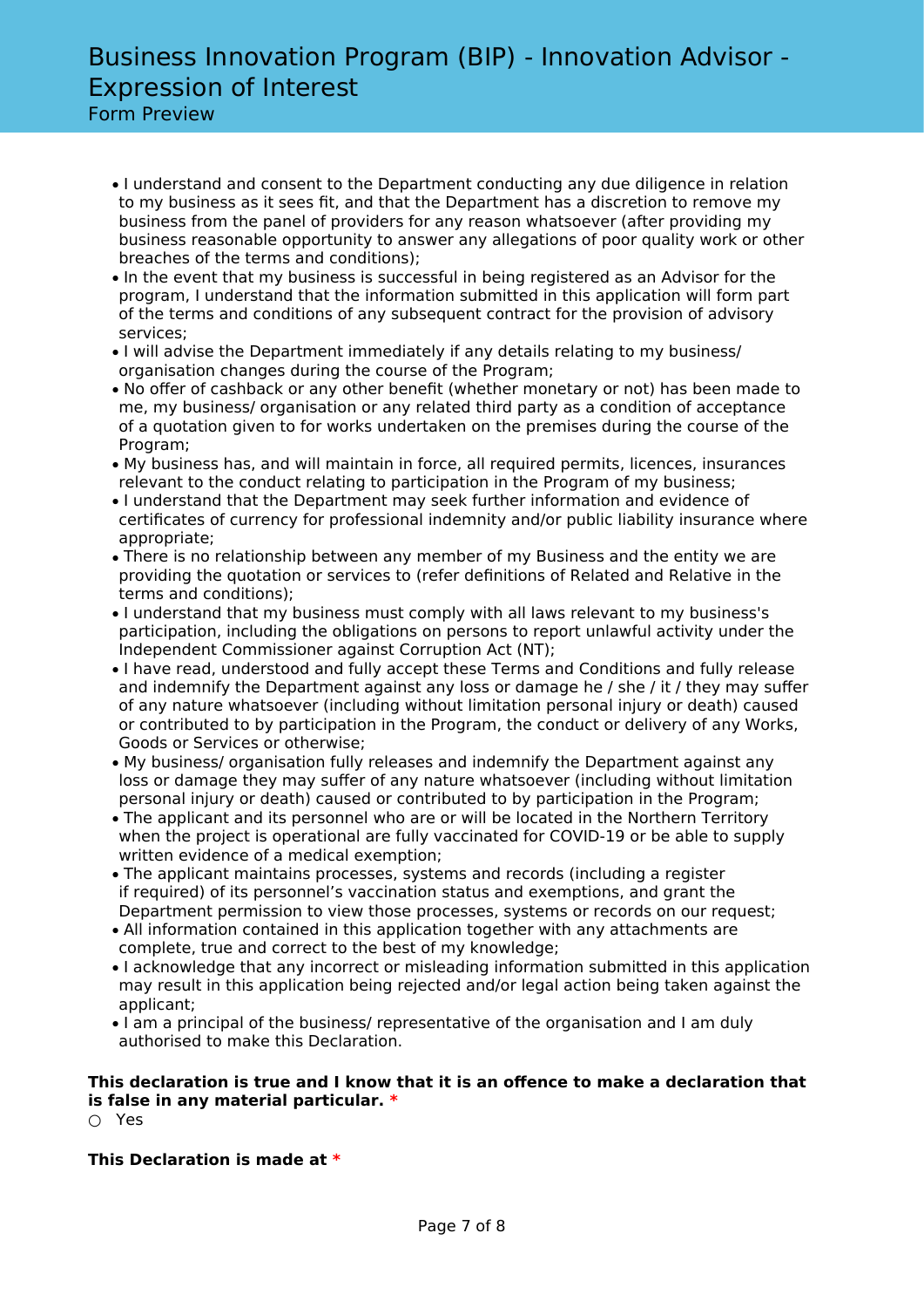- I understand and consent to the Department conducting any due diligence in relation to my business as it sees fit, and that the Department has a discretion to remove my business from the panel of providers for any reason whatsoever (after providing my business reasonable opportunity to answer any allegations of poor quality work or other breaches of the terms and conditions);
- In the event that my business is successful in being registered as an Advisor for the program, I understand that the information submitted in this application will form part of the terms and conditions of any subsequent contract for the provision of advisory services;
- I will advise the Department immediately if any details relating to my business/ organisation changes during the course of the Program;
- No offer of cashback or any other benefit (whether monetary or not) has been made to me, my business/ organisation or any related third party as a condition of acceptance of a quotation given to for works undertaken on the premises during the course of the Program;
- My business has, and will maintain in force, all required permits, licences, insurances relevant to the conduct relating to participation in the Program of my business;
- I understand that the Department may seek further information and evidence of certificates of currency for professional indemnity and/or public liability insurance where appropriate;
- There is no relationship between any member of my Business and the entity we are providing the quotation or services to (refer definitions of Related and Relative in the terms and conditions);
- I understand that my business must comply with all laws relevant to my business's participation, including the obligations on persons to report unlawful activity under the Independent Commissioner against Corruption Act (NT);
- I have read, understood and fully accept these Terms and Conditions and fully release and indemnify the Department against any loss or damage he / she / it / they may suffer of any nature whatsoever (including without limitation personal injury or death) caused or contributed to by participation in the Program, the conduct or delivery of any Works, Goods or Services or otherwise;
- My business/ organisation fully releases and indemnify the Department against any loss or damage they may suffer of any nature whatsoever (including without limitation personal injury or death) caused or contributed to by participation in the Program;
- The applicant and its personnel who are or will be located in the Northern Territory when the project is operational are fully vaccinated for COVID-19 or be able to supply written evidence of a medical exemption;
- The applicant maintains processes, systems and records (including a register if required) of its personnel's vaccination status and exemptions, and grant the Department permission to view those processes, systems or records on our request;
- All information contained in this application together with any attachments are complete, true and correct to the best of my knowledge;
- I acknowledge that any incorrect or misleading information submitted in this application may result in this application being rejected and/or legal action being taken against the applicant;
- I am a principal of the business/ representative of the organisation and I am duly authorised to make this Declaration.

**This declaration is true and I know that it is an offence to make a declaration that is false in any material particular.** *

○ Yes

**This Declaration is made at** *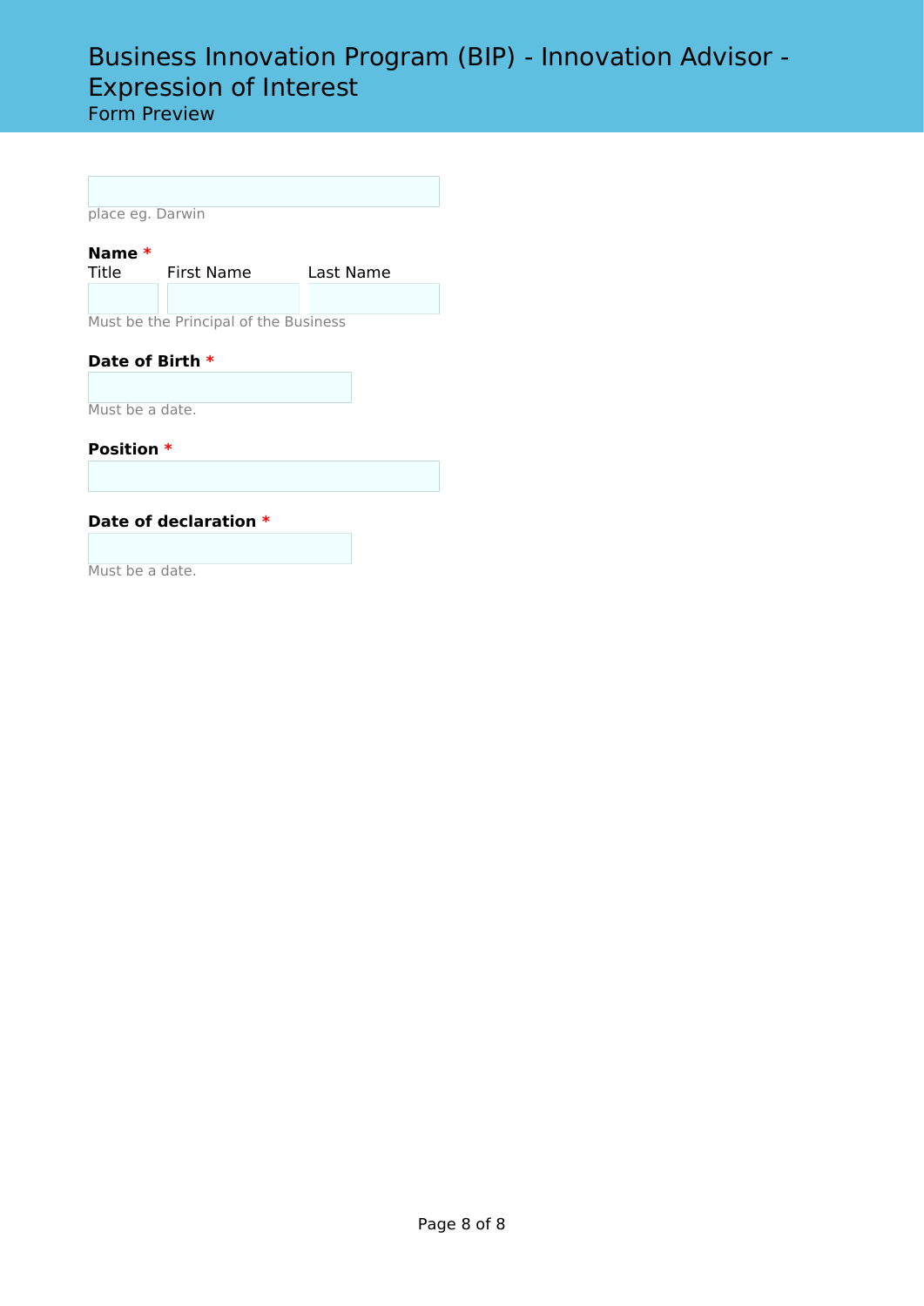# Business Innovation Program (BIP) - Innovation Advisor - Expression of Interest

Form Preview

place eg. Darwin

**Name** *

| Title | First Name | Last Name |
| --- | --- | --- |
| | | |

Must be the Principal of the Business

**Date of Birth** *

Must be a date.

**Position** *

**Date of declaration** *

Must be a date.